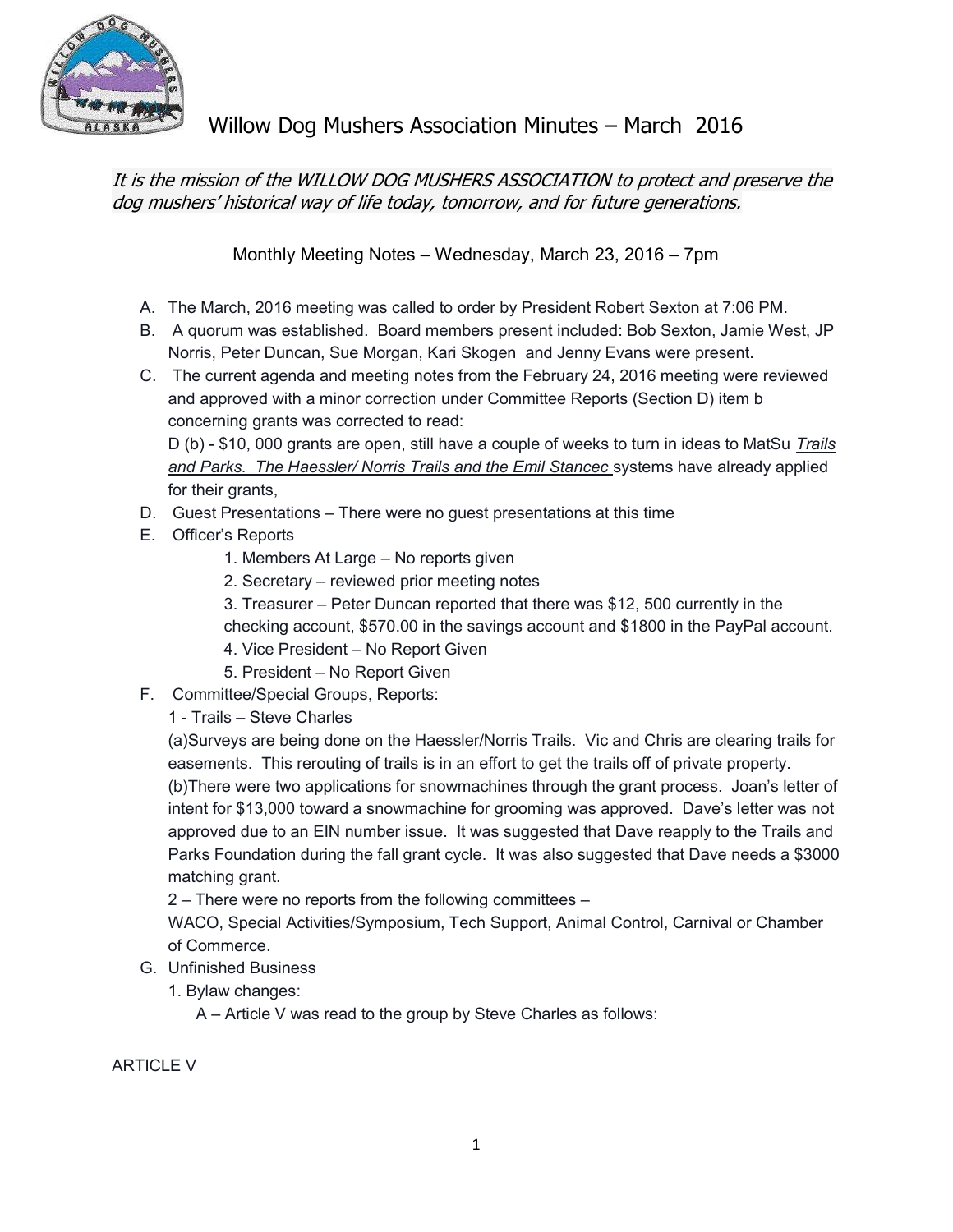# Willow Dog Mushers Association Minutes – March 2016

*It is the mission of the WILLOW DOG MUSHERS ASSOCIATION to protect and preserve the dog mushers' historical way of life today, tomorrow, and for future generations.*

Monthly Meeting Notes – Wednesday, March 23, 2016 – 7pm

A. The March, 2016 meeting was called to order by President Robert Sexton at 7:06 PM.

B. A quorum was established. Board members present included: Bob Sexton, Jamie West, JP Norris, Peter Duncan, Sue Morgan, Kari Skogen and Jenny Evans were present.

C. The current agenda and meeting notes from the February 24, 2016 meeting were reviewed and approved with a minor correction under Committee Reports (Section D) item b concerning grants was corrected to read:
D (b) - $10, 000 grants are open, still have a couple of weeks to turn in ideas to MatSu <u>*Trails and Parks. The Haessler/ Norris Trails and the Emil Stancec*</u> systems have already applied for their grants,

D. Guest Presentations – There were no guest presentations at this time

E. Officer's Reports
   1. Members At Large – No reports given
   2. Secretary – reviewed prior meeting notes
   3. Treasurer – Peter Duncan reported that there was $12, 500 currently in the checking account, $570.00 in the savings account and $1800 in the PayPal account.
   4. Vice President – No Report Given
   5. President – No Report Given

F. Committee/Special Groups, Reports:
   1 - Trails – Steve Charles
   (a)Surveys are being done on the Haessler/Norris Trails. Vic and Chris are clearing trails for easements. This rerouting of trails is in an effort to get the trails off of private property.
   (b)There were two applications for snowmachines through the grant process. Joan's letter of intent for $13,000 toward a snowmachine for grooming was approved. Dave's letter was not approved due to an EIN number issue. It was suggested that Dave reapply to the Trails and Parks Foundation during the fall grant cycle. It was also suggested that Dave needs a $3000 matching grant.
   2 – There were no reports from the following committees –
   WACO, Special Activities/Symposium, Tech Support, Animal Control, Carnival or Chamber of Commerce.

G. Unfinished Business
   1. Bylaw changes:
      A – Article V was read to the group by Steve Charles as follows:

ARTICLE V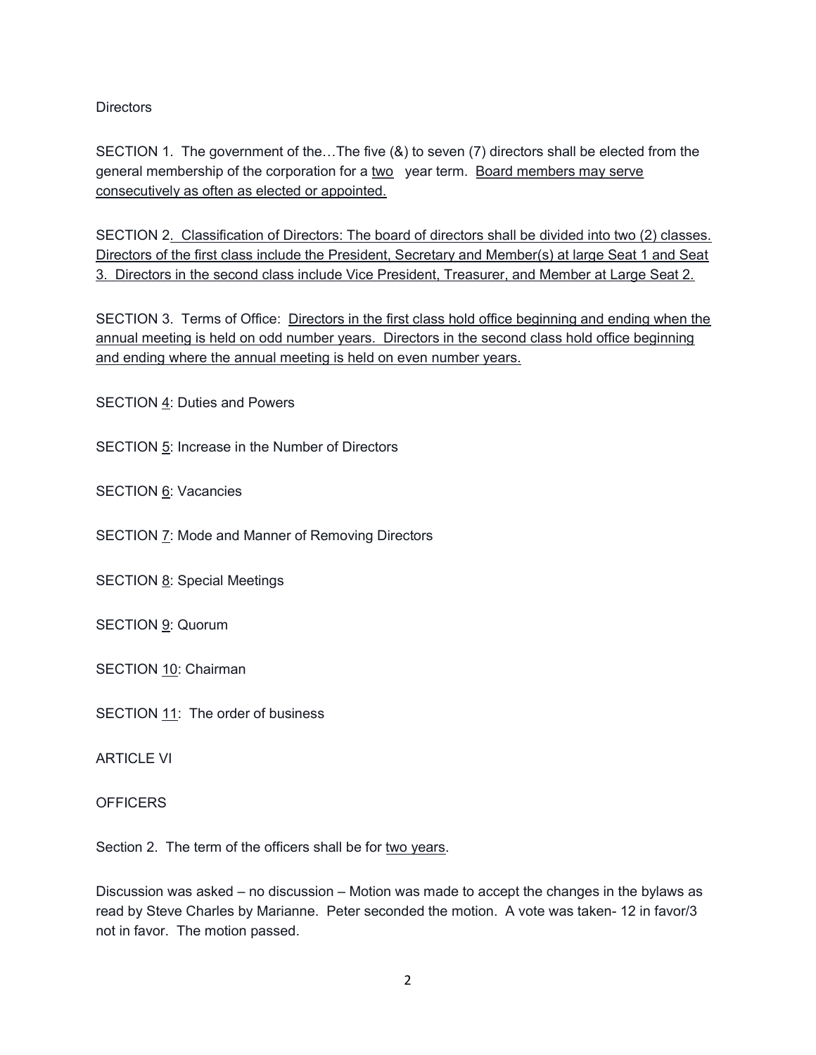Directors

SECTION 1. The government of the…The five (&) to seven (7) directors shall be elected from the general membership of the corporation for a <u>two</u> year term. <u>Board members may serve consecutively as often as elected or appointed.</u>

SECTION 2<u>. Classification of Directors: The board of directors shall be divided into two (2) classes. Directors of the first class include the President, Secretary and Member(s) at large Seat 1 and Seat 3. Directors in the second class include Vice President, Treasurer, and Member at Large Seat 2.</u>

SECTION 3. Terms of Office: <u>Directors in the first class hold office beginning and ending when the annual meeting is held on odd number years. Directors in the second class hold office beginning and ending where the annual meeting is held on even number years.</u>

SECTION <u>4</u>: Duties and Powers

SECTION <u>5</u>: Increase in the Number of Directors

SECTION <u>6</u>: Vacancies

SECTION <u>7</u>: Mode and Manner of Removing Directors

SECTION <u>8</u>: Special Meetings

SECTION <u>9</u>: Quorum

SECTION <u>10</u>: Chairman

SECTION <u>11</u>: The order of business

ARTICLE VI

OFFICERS

Section 2. The term of the officers shall be for <u>two years</u>.

Discussion was asked – no discussion – Motion was made to accept the changes in the bylaws as read by Steve Charles by Marianne. Peter seconded the motion. A vote was taken- 12 in favor/3 not in favor. The motion passed.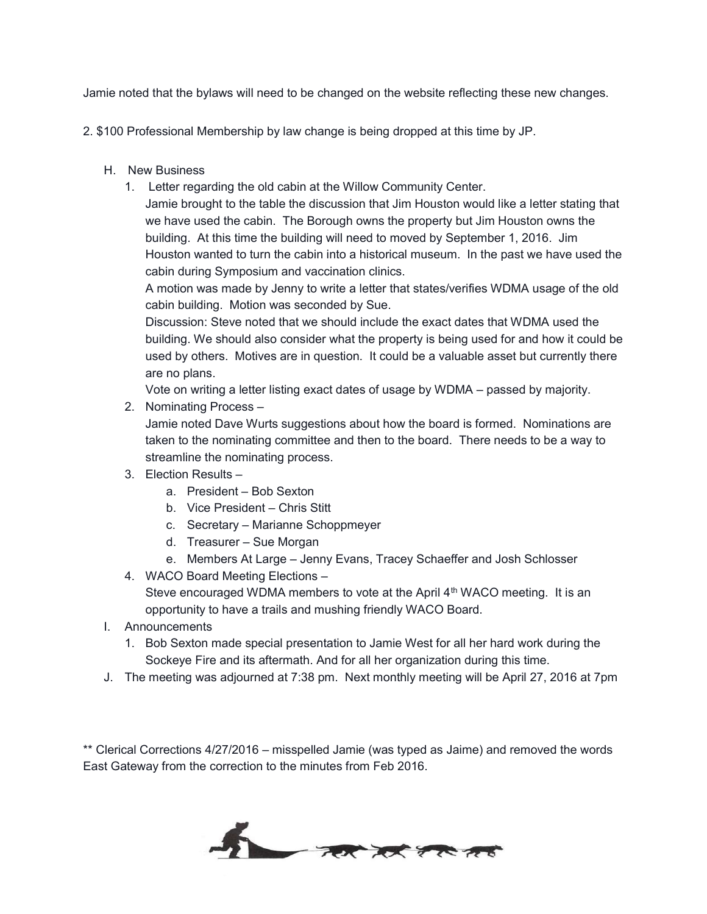Jamie noted that the bylaws will need to be changed on the website reflecting these new changes.

2. $100 Professional Membership by law change is being dropped at this time by JP.

H. New Business

1. Letter regarding the old cabin at the Willow Community Center.
   Jamie brought to the table the discussion that Jim Houston would like a letter stating that we have used the cabin. The Borough owns the property but Jim Houston owns the building. At this time the building will need to moved by September 1, 2016. Jim Houston wanted to turn the cabin into a historical museum. In the past we have used the cabin during Symposium and vaccination clinics.
   A motion was made by Jenny to write a letter that states/verifies WDMA usage of the old cabin building. Motion was seconded by Sue.
   Discussion: Steve noted that we should include the exact dates that WDMA used the building. We should also consider what the property is being used for and how it could be used by others. Motives are in question. It could be a valuable asset but currently there are no plans.
   Vote on writing a letter listing exact dates of usage by WDMA – passed by majority.
2. Nominating Process –
   Jamie noted Dave Wurts suggestions about how the board is formed. Nominations are taken to the nominating committee and then to the board. There needs to be a way to streamline the nominating process.
3. Election Results –
   a. President – Bob Sexton
   b. Vice President – Chris Stitt
   c. Secretary – Marianne Schoppmeyer
   d. Treasurer – Sue Morgan
   e. Members At Large – Jenny Evans, Tracey Schaeffer and Josh Schlosser
4. WACO Board Meeting Elections –
   Steve encouraged WDMA members to vote at the April 4th WACO meeting. It is an opportunity to have a trails and mushing friendly WACO Board.

I. Announcements

1. Bob Sexton made special presentation to Jamie West for all her hard work during the Sockeye Fire and its aftermath. And for all her organization during this time.

J. The meeting was adjourned at 7:38 pm. Next monthly meeting will be April 27, 2016 at 7pm

** Clerical Corrections 4/27/2016 – misspelled Jamie (was typed as Jaime) and removed the words East Gateway from the correction to the minutes from Feb 2016.